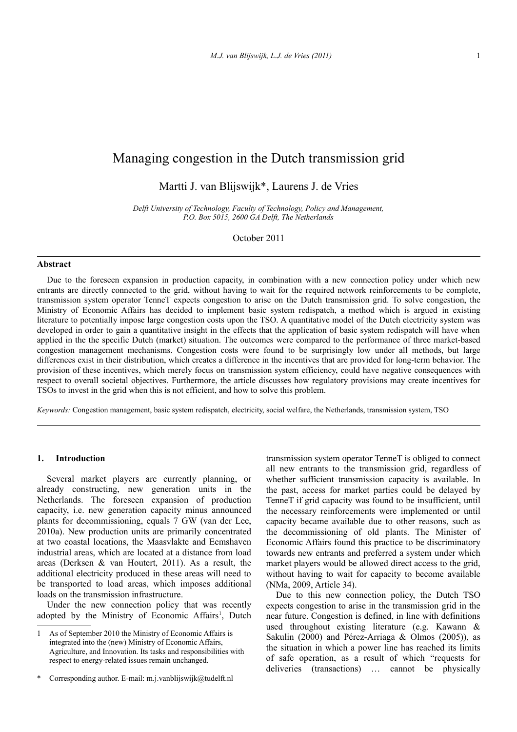# Managing congestion in the Dutch transmission grid

Martti J. van Blijswijk*, Laurens J. de Vries

*Delft University of Technology, Faculty of Technology, Policy and Management, P.O. Box 5015, 2600 GA Delft, The Netherlands*

October 2011

## Abstract

Due to the foreseen expansion in production capacity, in combination with a new connection policy under which new entrants are directly connected to the grid, without having to wait for the required network reinforcements to be complete, transmission system operator TenneT expects congestion to arise on the Dutch transmission grid. To solve congestion, the Ministry of Economic Affairs has decided to implement basic system redispatch, a method which is argued in existing literature to potentially impose large congestion costs upon the TSO. A quantitative model of the Dutch electricity system was developed in order to gain a quantitative insight in the effects that the application of basic system redispatch will have when applied in the the specific Dutch (market) situation. The outcomes were compared to the performance of three market-based congestion management mechanisms. Congestion costs were found to be surprisingly low under all methods, but large differences exist in their distribution, which creates a difference in the incentives that are provided for long-term behavior. The provision of these incentives, which merely focus on transmission system efficiency, could have negative consequences with respect to overall societal objectives. Furthermore, the article discusses how regulatory provisions may create incentives for TSOs to invest in the grid when this is not efficient, and how to solve this problem.

*Keywords:* Congestion management, basic system redispatch, electricity, social welfare, the Netherlands, transmission system, TSO

## 1. Introduction

Several market players are currently planning, or already constructing, new generation units in the Netherlands. The foreseen expansion of production capacity, i.e. new generation capacity minus announced plants for decommissioning, equals 7 GW (van der Lee, 2010a). New production units are primarily concentrated at two coastal locations, the Maasvlakte and Eemshaven industrial areas, which are located at a distance from load areas (Derksen & van Houtert, 2011). As a result, the additional electricity produced in these areas will need to be transported to load areas, which imposes additional loads on the transmission infrastructure.

Under the new connection policy that was recently adopted by the Ministry of Economic Affairs[1], Dutch transmission system operator TenneT is obliged to connect all new entrants to the transmission grid, regardless of whether sufficient transmission capacity is available. In the past, access for market parties could be delayed by TenneT if grid capacity was found to be insufficient, until the necessary reinforcements were implemented or until capacity became available due to other reasons, such as the decommissioning of old plants. The Minister of Economic Affairs found this practice to be discriminatory towards new entrants and preferred a system under which market players would be allowed direct access to the grid, without having to wait for capacity to become available (NMa, 2009, Article 34).

Due to this new connection policy, the Dutch TSO expects congestion to arise in the transmission grid in the near future. Congestion is defined, in line with definitions used throughout existing literature (e.g. Kawann & Sakulin (2000) and Pérez-Arriaga & Olmos (2005)), as the situation in which a power line has reached its limits of safe operation, as a result of which "requests for deliveries (transactions) … cannot be physically

---

1 As of September 2010 the Ministry of Economic Affairs is integrated into the (new) Ministry of Economic Affairs, Agriculture, and Innovation. Its tasks and responsibilities with respect to energy-related issues remain unchanged.

\* Corresponding author. E-mail: m.j.vanblijswijk@tudelft.nl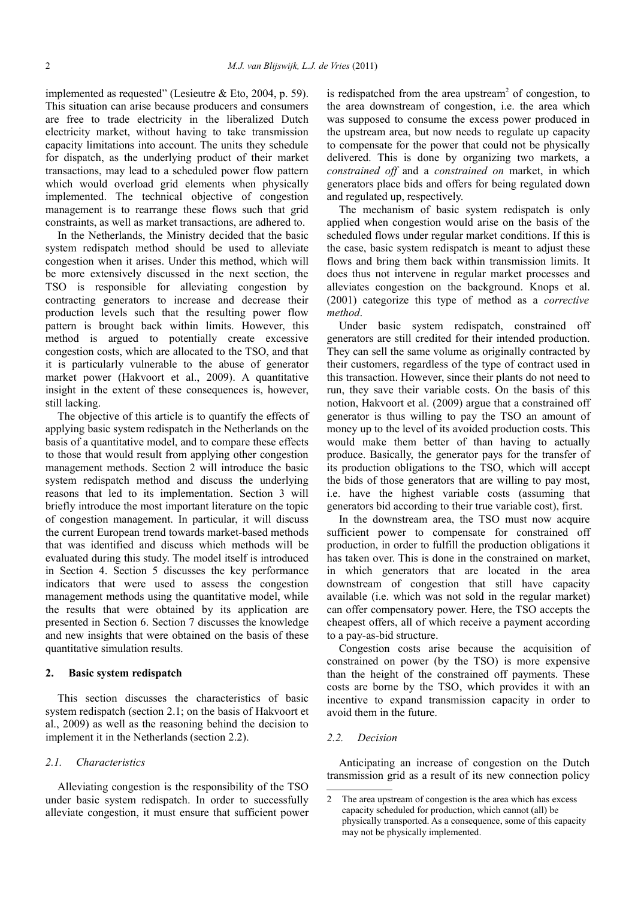implemented as requested" (Lesieutre & Eto, 2004, p. 59). This situation can arise because producers and consumers are free to trade electricity in the liberalized Dutch electricity market, without having to take transmission capacity limitations into account. The units they schedule for dispatch, as the underlying product of their market transactions, may lead to a scheduled power flow pattern which would overload grid elements when physically implemented. The technical objective of congestion management is to rearrange these flows such that grid constraints, as well as market transactions, are adhered to.

In the Netherlands, the Ministry decided that the basic system redispatch method should be used to alleviate congestion when it arises. Under this method, which will be more extensively discussed in the next section, the TSO is responsible for alleviating congestion by contracting generators to increase and decrease their production levels such that the resulting power flow pattern is brought back within limits. However, this method is argued to potentially create excessive congestion costs, which are allocated to the TSO, and that it is particularly vulnerable to the abuse of generator market power (Hakvoort et al., 2009). A quantitative insight in the extent of these consequences is, however, still lacking.

The objective of this article is to quantify the effects of applying basic system redispatch in the Netherlands on the basis of a quantitative model, and to compare these effects to those that would result from applying other congestion management methods. Section 2 will introduce the basic system redispatch method and discuss the underlying reasons that led to its implementation. Section 3 will briefly introduce the most important literature on the topic of congestion management. In particular, it will discuss the current European trend towards market-based methods that was identified and discuss which methods will be evaluated during this study. The model itself is introduced in Section 4. Section 5 discusses the key performance indicators that were used to assess the congestion management methods using the quantitative model, while the results that were obtained by its application are presented in Section 6. Section 7 discusses the knowledge and new insights that were obtained on the basis of these quantitative simulation results.

## 2. Basic system redispatch

This section discusses the characteristics of basic system redispatch (section 2.1; on the basis of Hakvoort et al., 2009) as well as the reasoning behind the decision to implement it in the Netherlands (section 2.2).

### 2.1. Characteristics

Alleviating congestion is the responsibility of the TSO under basic system redispatch. In order to successfully alleviate congestion, it must ensure that sufficient power is redispatched from the area upstream[2] of congestion, to the area downstream of congestion, i.e. the area which was supposed to consume the excess power produced in the upstream area, but now needs to regulate up capacity to compensate for the power that could not be physically delivered. This is done by organizing two markets, a *constrained off* and a *constrained on* market, in which generators place bids and offers for being regulated down and regulated up, respectively.

The mechanism of basic system redispatch is only applied when congestion would arise on the basis of the scheduled flows under regular market conditions. If this is the case, basic system redispatch is meant to adjust these flows and bring them back within transmission limits. It does thus not intervene in regular market processes and alleviates congestion on the background. Knops et al. (2001) categorize this type of method as a *corrective method*.

Under basic system redispatch, constrained off generators are still credited for their intended production. They can sell the same volume as originally contracted by their customers, regardless of the type of contract used in this transaction. However, since their plants do not need to run, they save their variable costs. On the basis of this notion, Hakvoort et al. (2009) argue that a constrained off generator is thus willing to pay the TSO an amount of money up to the level of its avoided production costs. This would make them better of than having to actually produce. Basically, the generator pays for the transfer of its production obligations to the TSO, which will accept the bids of those generators that are willing to pay most, i.e. have the highest variable costs (assuming that generators bid according to their true variable cost), first.

In the downstream area, the TSO must now acquire sufficient power to compensate for constrained off production, in order to fulfill the production obligations it has taken over. This is done in the constrained on market, in which generators that are located in the area downstream of congestion that still have capacity available (i.e. which was not sold in the regular market) can offer compensatory power. Here, the TSO accepts the cheapest offers, all of which receive a payment according to a pay-as-bid structure.

Congestion costs arise because the acquisition of constrained on power (by the TSO) is more expensive than the height of the constrained off payments. These costs are borne by the TSO, which provides it with an incentive to expand transmission capacity in order to avoid them in the future.

### 2.2. Decision

Anticipating an increase of congestion on the Dutch transmission grid as a result of its new connection policy

[2] The area upstream of congestion is the area which has excess capacity scheduled for production, which cannot (all) be physically transported. As a consequence, some of this capacity may not be physically implemented.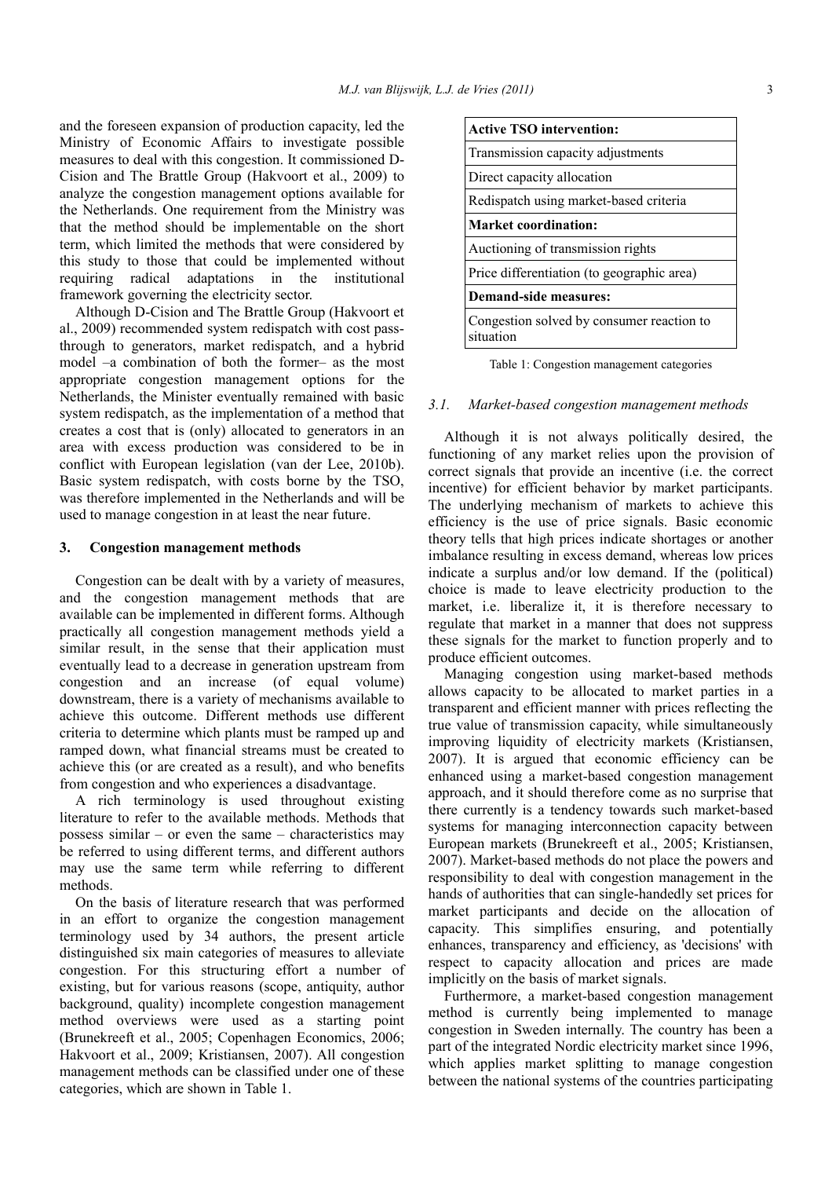and the foreseen expansion of production capacity, led the Ministry of Economic Affairs to investigate possible measures to deal with this congestion. It commissioned D-Cision and The Brattle Group (Hakvoort et al., 2009) to analyze the congestion management options available for the Netherlands. One requirement from the Ministry was that the method should be implementable on the short term, which limited the methods that were considered by this study to those that could be implemented without requiring radical adaptations in the institutional framework governing the electricity sector.

Although D-Cision and The Brattle Group (Hakvoort et al., 2009) recommended system redispatch with cost pass-through to generators, market redispatch, and a hybrid model –a combination of both the former– as the most appropriate congestion management options for the Netherlands, the Minister eventually remained with basic system redispatch, as the implementation of a method that creates a cost that is (only) allocated to generators in an area with excess production was considered to be in conflict with European legislation (van der Lee, 2010b). Basic system redispatch, with costs borne by the TSO, was therefore implemented in the Netherlands and will be used to manage congestion in at least the near future.

## 3. Congestion management methods

Congestion can be dealt with by a variety of measures, and the congestion management methods that are available can be implemented in different forms. Although practically all congestion management methods yield a similar result, in the sense that their application must eventually lead to a decrease in generation upstream from congestion and an increase (of equal volume) downstream, there is a variety of mechanisms available to achieve this outcome. Different methods use different criteria to determine which plants must be ramped up and ramped down, what financial streams must be created to achieve this (or are created as a result), and who benefits from congestion and who experiences a disadvantage.

A rich terminology is used throughout existing literature to refer to the available methods. Methods that possess similar – or even the same – characteristics may be referred to using different terms, and different authors may use the same term while referring to different methods.

On the basis of literature research that was performed in an effort to organize the congestion management terminology used by 34 authors, the present article distinguished six main categories of measures to alleviate congestion. For this structuring effort a number of existing, but for various reasons (scope, antiquity, author background, quality) incomplete congestion management method overviews were used as a starting point (Brunekreeft et al., 2005; Copenhagen Economics, 2006; Hakvoort et al., 2009; Kristiansen, 2007). All congestion management methods can be classified under one of these categories, which are shown in Table 1.

| **Active TSO intervention:** |
|---|
| Transmission capacity adjustments |
| Direct capacity allocation |
| Redispatch using market-based criteria |
| **Market coordination:** |
| Auctioning of transmission rights |
| Price differentiation (to geographic area) |
| **Demand-side measures:** |
| Congestion solved by consumer reaction to situation |

Table 1: Congestion management categories

### 3.1. *Market-based congestion management methods*

Although it is not always politically desired, the functioning of any market relies upon the provision of correct signals that provide an incentive (i.e. the correct incentive) for efficient behavior by market participants. The underlying mechanism of markets to achieve this efficiency is the use of price signals. Basic economic theory tells that high prices indicate shortages or another imbalance resulting in excess demand, whereas low prices indicate a surplus and/or low demand. If the (political) choice is made to leave electricity production to the market, i.e. liberalize it, it is therefore necessary to regulate that market in a manner that does not suppress these signals for the market to function properly and to produce efficient outcomes.

Managing congestion using market-based methods allows capacity to be allocated to market parties in a transparent and efficient manner with prices reflecting the true value of transmission capacity, while simultaneously improving liquidity of electricity markets (Kristiansen, 2007). It is argued that economic efficiency can be enhanced using a market-based congestion management approach, and it should therefore come as no surprise that there currently is a tendency towards such market-based systems for managing interconnection capacity between European markets (Brunekreeft et al., 2005; Kristiansen, 2007). Market-based methods do not place the powers and responsibility to deal with congestion management in the hands of authorities that can single-handedly set prices for market participants and decide on the allocation of capacity. This simplifies ensuring, and potentially enhances, transparency and efficiency, as 'decisions' with respect to capacity allocation and prices are made implicitly on the basis of market signals.

Furthermore, a market-based congestion management method is currently being implemented to manage congestion in Sweden internally. The country has been a part of the integrated Nordic electricity market since 1996, which applies market splitting to manage congestion between the national systems of the countries participating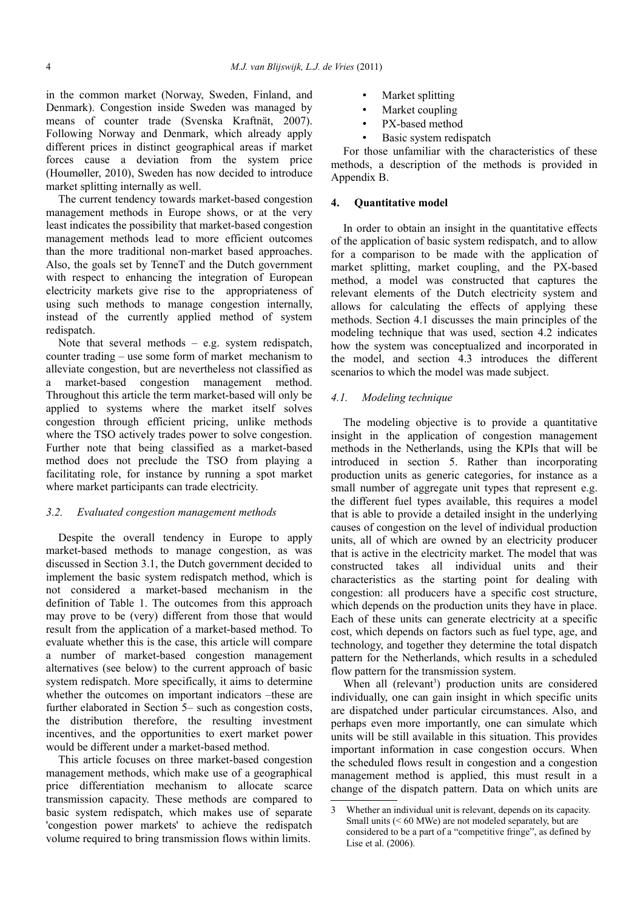in the common market (Norway, Sweden, Finland, and Denmark). Congestion inside Sweden was managed by means of counter trade (Svenska Kraftnät, 2007). Following Norway and Denmark, which already apply different prices in distinct geographical areas if market forces cause a deviation from the system price (Houmøller, 2010), Sweden has now decided to introduce market splitting internally as well.

The current tendency towards market-based congestion management methods in Europe shows, or at the very least indicates the possibility that market-based congestion management methods lead to more efficient outcomes than the more traditional non-market based approaches. Also, the goals set by TenneT and the Dutch government with respect to enhancing the integration of European electricity markets give rise to the appropriateness of using such methods to manage congestion internally, instead of the currently applied method of system redispatch.

Note that several methods – e.g. system redispatch, counter trading – use some form of market mechanism to alleviate congestion, but are nevertheless not classified as a market-based congestion management method. Throughout this article the term market-based will only be applied to systems where the market itself solves congestion through efficient pricing, unlike methods where the TSO actively trades power to solve congestion. Further note that being classified as a market-based method does not preclude the TSO from playing a facilitating role, for instance by running a spot market where market participants can trade electricity.

### 3.2. Evaluated congestion management methods

Despite the overall tendency in Europe to apply market-based methods to manage congestion, as was discussed in Section 3.1, the Dutch government decided to implement the basic system redispatch method, which is not considered a market-based mechanism in the definition of Table 1. The outcomes from this approach may prove to be (very) different from those that would result from the application of a market-based method. To evaluate whether this is the case, this article will compare a number of market-based congestion management alternatives (see below) to the current approach of basic system redispatch. More specifically, it aims to determine whether the outcomes on important indicators –these are further elaborated in Section 5– such as congestion costs, the distribution therefore, the resulting investment incentives, and the opportunities to exert market power would be different under a market-based method.

This article focuses on three market-based congestion management methods, which make use of a geographical price differentiation mechanism to allocate scarce transmission capacity. These methods are compared to basic system redispatch, which makes use of separate 'congestion power markets' to achieve the redispatch volume required to bring transmission flows within limits.

- Market splitting
- Market coupling
- PX-based method
- Basic system redispatch

For those unfamiliar with the characteristics of these methods, a description of the methods is provided in Appendix B.

## 4. Quantitative model

In order to obtain an insight in the quantitative effects of the application of basic system redispatch, and to allow for a comparison to be made with the application of market splitting, market coupling, and the PX-based method, a model was constructed that captures the relevant elements of the Dutch electricity system and allows for calculating the effects of applying these methods. Section 4.1 discusses the main principles of the modeling technique that was used, section 4.2 indicates how the system was conceptualized and incorporated in the model, and section 4.3 introduces the different scenarios to which the model was made subject.

### 4.1. Modeling technique

The modeling objective is to provide a quantitative insight in the application of congestion management methods in the Netherlands, using the KPIs that will be introduced in section 5. Rather than incorporating production units as generic categories, for instance as a small number of aggregate unit types that represent e.g. the different fuel types available, this requires a model that is able to provide a detailed insight in the underlying causes of congestion on the level of individual production units, all of which are owned by an electricity producer that is active in the electricity market. The model that was constructed takes all individual units and their characteristics as the starting point for dealing with congestion: all producers have a specific cost structure, which depends on the production units they have in place. Each of these units can generate electricity at a specific cost, which depends on factors such as fuel type, age, and technology, and together they determine the total dispatch pattern for the Netherlands, which results in a scheduled flow pattern for the transmission system.

When all (relevant[3]) production units are considered individually, one can gain insight in which specific units are dispatched under particular circumstances. Also, and perhaps even more importantly, one can simulate which units will be still available in this situation. This provides important information in case congestion occurs. When the scheduled flows result in congestion and a congestion management method is applied, this must result in a change of the dispatch pattern. Data on which units are

[3] Whether an individual unit is relevant, depends on its capacity. Small units (< 60 MWe) are not modeled separately, but are considered to be a part of a "competitive fringe", as defined by Lise et al. (2006).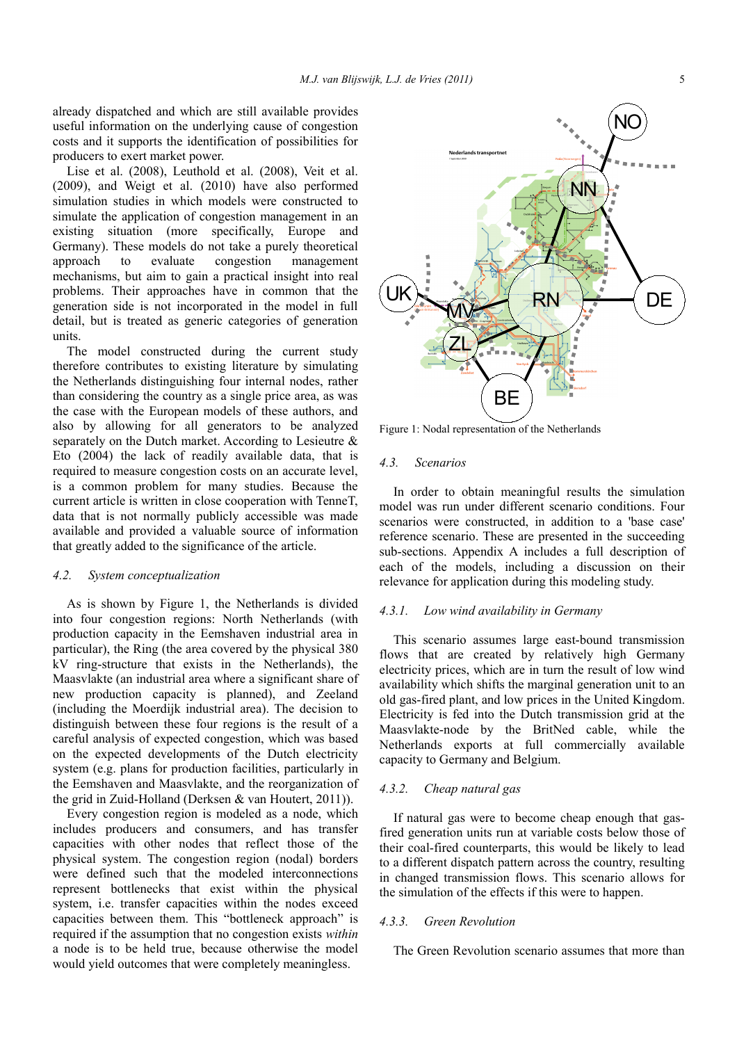already dispatched and which are still available provides useful information on the underlying cause of congestion costs and it supports the identification of possibilities for producers to exert market power.

Lise et al. (2008), Leuthold et al. (2008), Veit et al. (2009), and Weigt et al. (2010) have also performed simulation studies in which models were constructed to simulate the application of congestion management in an existing situation (more specifically, Europe and Germany). These models do not take a purely theoretical approach to evaluate congestion management mechanisms, but aim to gain a practical insight into real problems. Their approaches have in common that the generation side is not incorporated in the model in full detail, but is treated as generic categories of generation units.

The model constructed during the current study therefore contributes to existing literature by simulating the Netherlands distinguishing four internal nodes, rather than considering the country as a single price area, as was the case with the European models of these authors, and also by allowing for all generators to be analyzed separately on the Dutch market. According to Lesieutre & Eto (2004) the lack of readily available data, that is required to measure congestion costs on an accurate level, is a common problem for many studies. Because the current article is written in close cooperation with TenneT, data that is not normally publicly accessible was made available and provided a valuable source of information that greatly added to the significance of the article.

### 4.2. System conceptualization

As is shown by Figure 1, the Netherlands is divided into four congestion regions: North Netherlands (with production capacity in the Eemshaven industrial area in particular), the Ring (the area covered by the physical 380 kV ring-structure that exists in the Netherlands), the Maasvlakte (an industrial area where a significant share of new production capacity is planned), and Zeeland (including the Moerdijk industrial area). The decision to distinguish between these four regions is the result of a careful analysis of expected congestion, which was based on the expected developments of the Dutch electricity system (e.g. plans for production facilities, particularly in the Eemshaven and Maasvlakte, and the reorganization of the grid in Zuid-Holland (Derksen & van Houtert, 2011)).

Every congestion region is modeled as a node, which includes producers and consumers, and has transfer capacities with other nodes that reflect those of the physical system. The congestion region (nodal) borders were defined such that the modeled interconnections represent bottlenecks that exist within the physical system, i.e. transfer capacities within the nodes exceed capacities between them. This "bottleneck approach" is required if the assumption that no congestion exists *within* a node is to be held true, because otherwise the model would yield outcomes that were completely meaningless.

Figure 1: Nodal representation of the Netherlands

### 4.3. Scenarios

In order to obtain meaningful results the simulation model was run under different scenario conditions. Four scenarios were constructed, in addition to a 'base case' reference scenario. These are presented in the succeeding sub-sections. Appendix A includes a full description of each of the models, including a discussion on their relevance for application during this modeling study.

#### 4.3.1. Low wind availability in Germany

This scenario assumes large east-bound transmission flows that are created by relatively high Germany electricity prices, which are in turn the result of low wind availability which shifts the marginal generation unit to an old gas-fired plant, and low prices in the United Kingdom. Electricity is fed into the Dutch transmission grid at the Maasvlakte-node by the BritNed cable, while the Netherlands exports at full commercially available capacity to Germany and Belgium.

#### 4.3.2. Cheap natural gas

If natural gas were to become cheap enough that gas-fired generation units run at variable costs below those of their coal-fired counterparts, this would be likely to lead to a different dispatch pattern across the country, resulting in changed transmission flows. This scenario allows for the simulation of the effects if this were to happen.

#### 4.3.3. Green Revolution

The Green Revolution scenario assumes that more than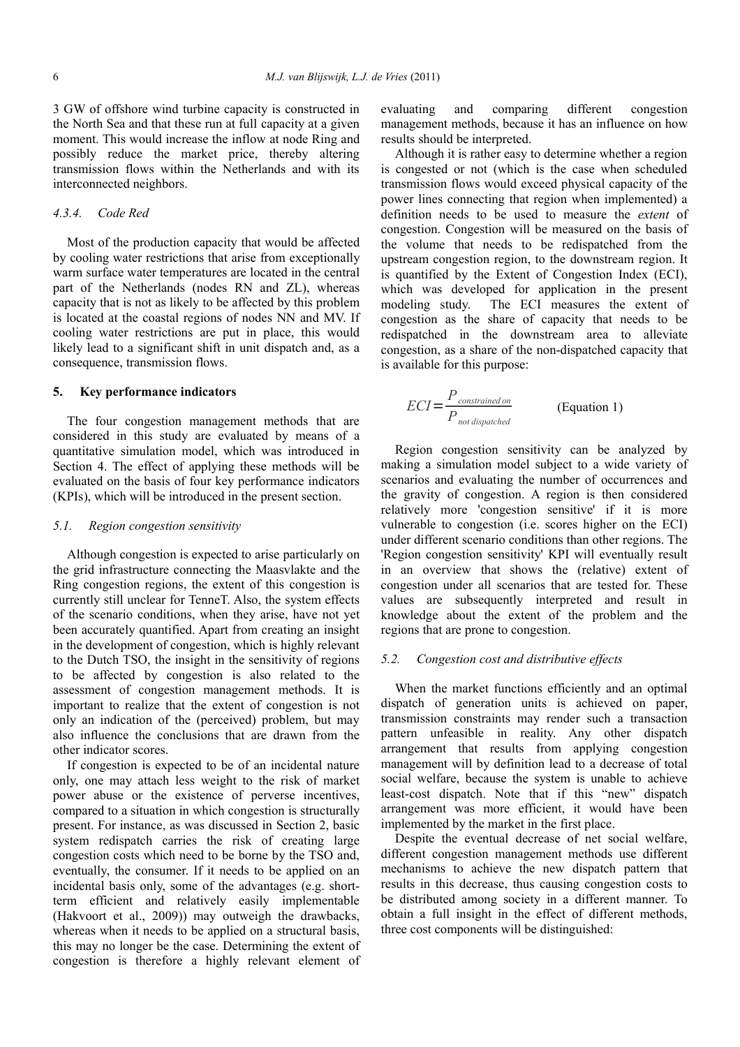3 GW of offshore wind turbine capacity is constructed in the North Sea and that these run at full capacity at a given moment. This would increase the inflow at node Ring and possibly reduce the market price, thereby altering transmission flows within the Netherlands and with its interconnected neighbors.

#### 4.3.4. Code Red

Most of the production capacity that would be affected by cooling water restrictions that arise from exceptionally warm surface water temperatures are located in the central part of the Netherlands (nodes RN and ZL), whereas capacity that is not as likely to be affected by this problem is located at the coastal regions of nodes NN and MV. If cooling water restrictions are put in place, this would likely lead to a significant shift in unit dispatch and, as a consequence, transmission flows.

## 5. Key performance indicators

The four congestion management methods that are considered in this study are evaluated by means of a quantitative simulation model, which was introduced in Section 4. The effect of applying these methods will be evaluated on the basis of four key performance indicators (KPIs), which will be introduced in the present section.

### 5.1. Region congestion sensitivity

Although congestion is expected to arise particularly on the grid infrastructure connecting the Maasvlakte and the Ring congestion regions, the extent of this congestion is currently still unclear for TenneT. Also, the system effects of the scenario conditions, when they arise, have not yet been accurately quantified. Apart from creating an insight in the development of congestion, which is highly relevant to the Dutch TSO, the insight in the sensitivity of regions to be affected by congestion is also related to the assessment of congestion management methods. It is important to realize that the extent of congestion is not only an indication of the (perceived) problem, but may also influence the conclusions that are drawn from the other indicator scores.

If congestion is expected to be of an incidental nature only, one may attach less weight to the risk of market power abuse or the existence of perverse incentives, compared to a situation in which congestion is structurally present. For instance, as was discussed in Section 2, basic system redispatch carries the risk of creating large congestion costs which need to be borne by the TSO and, eventually, the consumer. If it needs to be applied on an incidental basis only, some of the advantages (e.g. short-term efficient and relatively easily implementable (Hakvoort et al., 2009)) may outweigh the drawbacks, whereas when it needs to be applied on a structural basis, this may no longer be the case. Determining the extent of congestion is therefore a highly relevant element of evaluating and comparing different congestion management methods, because it has an influence on how results should be interpreted.

Although it is rather easy to determine whether a region is congested or not (which is the case when scheduled transmission flows would exceed physical capacity of the power lines connecting that region when implemented) a definition needs to be used to measure the *extent* of congestion. Congestion will be measured on the basis of the volume that needs to be redispatched from the upstream congestion region, to the downstream region. It is quantified by the Extent of Congestion Index (ECI), which was developed for application in the present modeling study. The ECI measures the extent of congestion as the share of capacity that needs to be redispatched in the downstream area to alleviate congestion, as a share of the non-dispatched capacity that is available for this purpose:

$$ECI = \frac{P_{constrained\ on}}{P_{not\ dispatched}} \qquad \text{(Equation 1)}$$

Region congestion sensitivity can be analyzed by making a simulation model subject to a wide variety of scenarios and evaluating the number of occurrences and the gravity of congestion. A region is then considered relatively more 'congestion sensitive' if it is more vulnerable to congestion (i.e. scores higher on the ECI) under different scenario conditions than other regions. The 'Region congestion sensitivity' KPI will eventually result in an overview that shows the (relative) extent of congestion under all scenarios that are tested for. These values are subsequently interpreted and result in knowledge about the extent of the problem and the regions that are prone to congestion.

### 5.2. Congestion cost and distributive effects

When the market functions efficiently and an optimal dispatch of generation units is achieved on paper, transmission constraints may render such a transaction pattern unfeasible in reality. Any other dispatch arrangement that results from applying congestion management will by definition lead to a decrease of total social welfare, because the system is unable to achieve least-cost dispatch. Note that if this "new" dispatch arrangement was more efficient, it would have been implemented by the market in the first place.

Despite the eventual decrease of net social welfare, different congestion management methods use different mechanisms to achieve the new dispatch pattern that results in this decrease, thus causing congestion costs to be distributed among society in a different manner. To obtain a full insight in the effect of different methods, three cost components will be distinguished: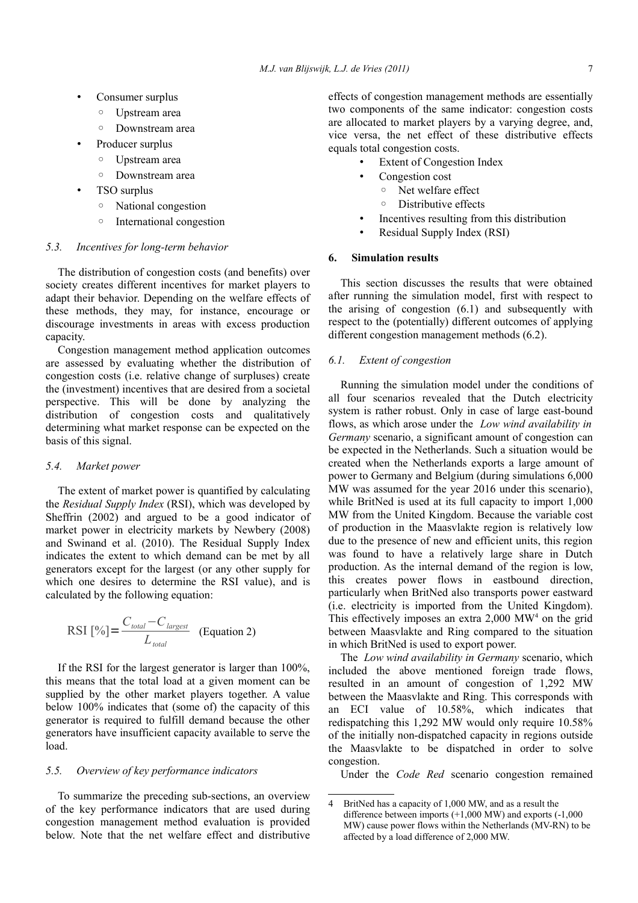- Consumer surplus
  - Upstream area
  - Downstream area
- Producer surplus
  - Upstream area
  - Downstream area
- TSO surplus
  - National congestion
  - International congestion

### 5.3. Incentives for long-term behavior

The distribution of congestion costs (and benefits) over society creates different incentives for market players to adapt their behavior. Depending on the welfare effects of these methods, they may, for instance, encourage or discourage investments in areas with excess production capacity.

Congestion management method application outcomes are assessed by evaluating whether the distribution of congestion costs (i.e. relative change of surpluses) create the (investment) incentives that are desired from a societal perspective. This will be done by analyzing the distribution of congestion costs and qualitatively determining what market response can be expected on the basis of this signal.

### 5.4. Market power

The extent of market power is quantified by calculating the *Residual Supply Index* (RSI), which was developed by Sheffrin (2002) and argued to be a good indicator of market power in electricity markets by Newbery (2008) and Swinand et al. (2010). The Residual Supply Index indicates the extent to which demand can be met by all generators except for the largest (or any other supply for which one desires to determine the RSI value), and is calculated by the following equation:

$$\text{RSI}\ [\%] = \frac{C_{total} - C_{largest}}{L_{total}} \quad \text{(Equation 2)}$$

If the RSI for the largest generator is larger than 100%, this means that the total load at a given moment can be supplied by the other market players together. A value below 100% indicates that (some of) the capacity of this generator is required to fulfill demand because the other generators have insufficient capacity available to serve the load.

### 5.5. Overview of key performance indicators

To summarize the preceding sub-sections, an overview of the key performance indicators that are used during congestion management method evaluation is provided below. Note that the net welfare effect and distributive effects of congestion management methods are essentially two components of the same indicator: congestion costs are allocated to market players by a varying degree, and, vice versa, the net effect of these distributive effects equals total congestion costs.

- Extent of Congestion Index
- Congestion cost
  - Net welfare effect
  - Distributive effects
- Incentives resulting from this distribution
- Residual Supply Index (RSI)

## 6. Simulation results

This section discusses the results that were obtained after running the simulation model, first with respect to the arising of congestion (6.1) and subsequently with respect to the (potentially) different outcomes of applying different congestion management methods (6.2).

### 6.1. Extent of congestion

Running the simulation model under the conditions of all four scenarios revealed that the Dutch electricity system is rather robust. Only in case of large east-bound flows, as which arose under the *Low wind availability in Germany* scenario, a significant amount of congestion can be expected in the Netherlands. Such a situation would be created when the Netherlands exports a large amount of power to Germany and Belgium (during simulations 6,000 MW was assumed for the year 2016 under this scenario), while BritNed is used at its full capacity to import 1,000 MW from the United Kingdom. Because the variable cost of production in the Maasvlakte region is relatively low due to the presence of new and efficient units, this region was found to have a relatively large share in Dutch production. As the internal demand of the region is low, this creates power flows in eastbound direction, particularly when BritNed also transports power eastward (i.e. electricity is imported from the United Kingdom). This effectively imposes an extra 2,000 MW[4] on the grid between Maasvlakte and Ring compared to the situation in which BritNed is used to export power.

The *Low wind availability in Germany* scenario, which included the above mentioned foreign trade flows, resulted in an amount of congestion of 1,292 MW between the Maasvlakte and Ring. This corresponds with an ECI value of 10.58%, which indicates that redispatching this 1,292 MW would only require 10.58% of the initially non-dispatched capacity in regions outside the Maasvlakte to be dispatched in order to solve congestion.

Under the *Code Red* scenario congestion remained

[4] BritNed has a capacity of 1,000 MW, and as a result the difference between imports (+1,000 MW) and exports (-1,000 MW) cause power flows within the Netherlands (MV-RN) to be affected by a load difference of 2,000 MW.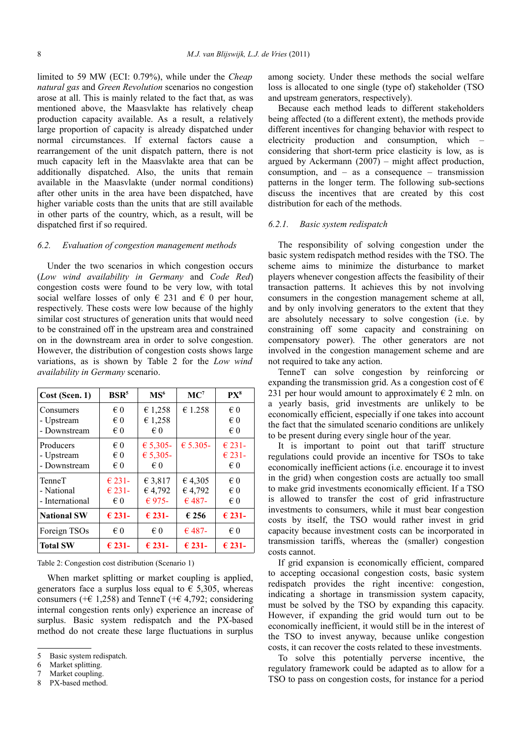limited to 59 MW (ECI: 0.79%), while under the *Cheap natural gas* and *Green Revolution* scenarios no congestion arose at all. This is mainly related to the fact that, as was mentioned above, the Maasvlakte has relatively cheap production capacity available. As a result, a relatively large proportion of capacity is already dispatched under normal circumstances. If external factors cause a rearrangement of the unit dispatch pattern, there is not much capacity left in the Maasvlakte area that can be additionally dispatched. Also, the units that remain available in the Maasvlakte (under normal conditions) after other units in the area have been dispatched, have higher variable costs than the units that are still available in other parts of the country, which, as a result, will be dispatched first if so required.

### 6.2. Evaluation of congestion management methods

Under the two scenarios in which congestion occurs (*Low wind availability in Germany* and *Code Red*) congestion costs were found to be very low, with total social welfare losses of only € 231 and € 0 per hour, respectively. These costs were low because of the highly similar cost structures of generation units that would need to be constrained off in the upstream area and constrained on in the downstream area in order to solve congestion. However, the distribution of congestion costs shows large variations, as is shown by Table 2 for the *Low wind availability in Germany* scenario.

| Cost (Scen. 1) | BSR[5] | MS[6] | MC[7] | PX[8] |
|---|---|---|---|---|
| Consumers<br>- Upstream<br>- Downstream | € 0<br>€ 0<br>€ 0 | € 1,258<br>€ 1,258<br>€ 0 | € 1.258 | € 0<br>€ 0<br>€ 0 |
| Producers<br>- Upstream<br>- Downstream | € 0<br>€ 0<br>€ 0 | € 5,305-<br>€ 5,305-<br>€ 0 | € 5.305- | € 231-<br>€ 231-<br>€ 0 |
| TenneT<br>- National<br>- International | € 231-<br>€ 231-<br>€ 0 | € 3,817<br>€ 4,792<br>€ 975- | € 4,305<br>€ 4,792<br>€ 487- | € 0<br>€ 0<br>€ 0 |
| **National SW** | **€ 231-** | **€ 231-** | **€ 256** | **€ 231-** |
| Foreign TSOs | € 0 | € 0 | € 487- | € 0 |
| **Total SW** | **€ 231-** | **€ 231-** | **€ 231-** | **€ 231-** |

Table 2: Congestion cost distribution (Scenario 1)

When market splitting or market coupling is applied, generators face a surplus loss equal to € 5,305, whereas consumers (+€ 1,258) and TenneT (+€ 4,792; considering internal congestion rents only) experience an increase of surplus. Basic system redispatch and the PX-based method do not create these large fluctuations in surplus among society. Under these methods the social welfare loss is allocated to one single (type of) stakeholder (TSO and upstream generators, respectively).

Because each method leads to different stakeholders being affected (to a different extent), the methods provide different incentives for changing behavior with respect to electricity production and consumption, which – considering that short-term price elasticity is low, as is argued by Ackermann (2007) – might affect production, consumption, and – as a consequence – transmission patterns in the longer term. The following sub-sections discuss the incentives that are created by this cost distribution for each of the methods.

#### 6.2.1. Basic system redispatch

The responsibility of solving congestion under the basic system redispatch method resides with the TSO. The scheme aims to minimize the disturbance to market players whenever congestion affects the feasibility of their transaction patterns. It achieves this by not involving consumers in the congestion management scheme at all, and by only involving generators to the extent that they are absolutely necessary to solve congestion (i.e. by constraining off some capacity and constraining on compensatory power). The other generators are not involved in the congestion management scheme and are not required to take any action.

TenneT can solve congestion by reinforcing or expanding the transmission grid. As a congestion cost of € 231 per hour would amount to approximately € 2 mln. on a yearly basis, grid investments are unlikely to be economically efficient, especially if one takes into account the fact that the simulated scenario conditions are unlikely to be present during every single hour of the year.

It is important to point out that tariff structure regulations could provide an incentive for TSOs to take economically inefficient actions (i.e. encourage it to invest in the grid) when congestion costs are actually too small to make grid investments economically efficient. If a TSO is allowed to transfer the cost of grid infrastructure investments to consumers, while it must bear congestion costs by itself, the TSO would rather invest in grid capacity because investment costs can be incorporated in transmission tariffs, whereas the (smaller) congestion costs cannot.

If grid expansion is economically efficient, compared to accepting occasional congestion costs, basic system redispatch provides the right incentive: congestion, indicating a shortage in transmission system capacity, must be solved by the TSO by expanding this capacity. However, if expanding the grid would turn out to be economically inefficient, it would still be in the interest of the TSO to invest anyway, because unlike congestion costs, it can recover the costs related to these investments.

To solve this potentially perverse incentive, the regulatory framework could be adapted as to allow for a TSO to pass on congestion costs, for instance for a period

---

5 Basic system redispatch.
6 Market splitting.
7 Market coupling.
8 PX-based method.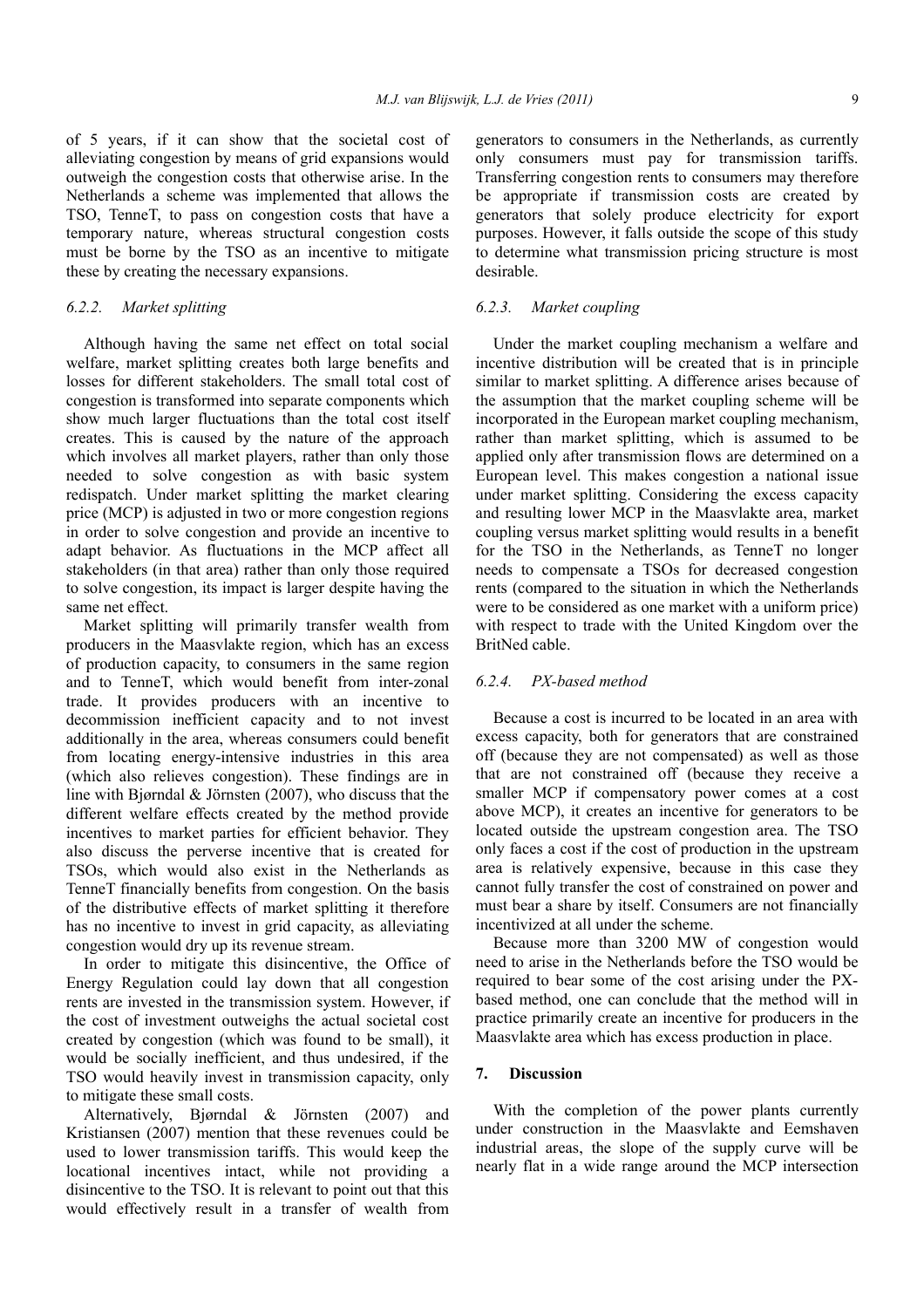of 5 years, if it can show that the societal cost of alleviating congestion by means of grid expansions would outweigh the congestion costs that otherwise arise. In the Netherlands a scheme was implemented that allows the TSO, TenneT, to pass on congestion costs that have a temporary nature, whereas structural congestion costs must be borne by the TSO as an incentive to mitigate these by creating the necessary expansions.

#### *6.2.2. Market splitting*

Although having the same net effect on total social welfare, market splitting creates both large benefits and losses for different stakeholders. The small total cost of congestion is transformed into separate components which show much larger fluctuations than the total cost itself creates. This is caused by the nature of the approach which involves all market players, rather than only those needed to solve congestion as with basic system redispatch. Under market splitting the market clearing price (MCP) is adjusted in two or more congestion regions in order to solve congestion and provide an incentive to adapt behavior. As fluctuations in the MCP affect all stakeholders (in that area) rather than only those required to solve congestion, its impact is larger despite having the same net effect.

Market splitting will primarily transfer wealth from producers in the Maasvlakte region, which has an excess of production capacity, to consumers in the same region and to TenneT, which would benefit from inter-zonal trade. It provides producers with an incentive to decommission inefficient capacity and to not invest additionally in the area, whereas consumers could benefit from locating energy-intensive industries in this area (which also relieves congestion). These findings are in line with Bjørndal & Jörnsten (2007), who discuss that the different welfare effects created by the method provide incentives to market parties for efficient behavior. They also discuss the perverse incentive that is created for TSOs, which would also exist in the Netherlands as TenneT financially benefits from congestion. On the basis of the distributive effects of market splitting it therefore has no incentive to invest in grid capacity, as alleviating congestion would dry up its revenue stream.

In order to mitigate this disincentive, the Office of Energy Regulation could lay down that all congestion rents are invested in the transmission system. However, if the cost of investment outweighs the actual societal cost created by congestion (which was found to be small), it would be socially inefficient, and thus undesired, if the TSO would heavily invest in transmission capacity, only to mitigate these small costs.

Alternatively, Bjørndal & Jörnsten (2007) and Kristiansen (2007) mention that these revenues could be used to lower transmission tariffs. This would keep the locational incentives intact, while not providing a disincentive to the TSO. It is relevant to point out that this would effectively result in a transfer of wealth from generators to consumers in the Netherlands, as currently only consumers must pay for transmission tariffs. Transferring congestion rents to consumers may therefore be appropriate if transmission costs are created by generators that solely produce electricity for export purposes. However, it falls outside the scope of this study to determine what transmission pricing structure is most desirable.

#### *6.2.3. Market coupling*

Under the market coupling mechanism a welfare and incentive distribution will be created that is in principle similar to market splitting. A difference arises because of the assumption that the market coupling scheme will be incorporated in the European market coupling mechanism, rather than market splitting, which is assumed to be applied only after transmission flows are determined on a European level. This makes congestion a national issue under market splitting. Considering the excess capacity and resulting lower MCP in the Maasvlakte area, market coupling versus market splitting would results in a benefit for the TSO in the Netherlands, as TenneT no longer needs to compensate a TSOs for decreased congestion rents (compared to the situation in which the Netherlands were to be considered as one market with a uniform price) with respect to trade with the United Kingdom over the BritNed cable.

#### *6.2.4. PX-based method*

Because a cost is incurred to be located in an area with excess capacity, both for generators that are constrained off (because they are not compensated) as well as those that are not constrained off (because they receive a smaller MCP if compensatory power comes at a cost above MCP), it creates an incentive for generators to be located outside the upstream congestion area. The TSO only faces a cost if the cost of production in the upstream area is relatively expensive, because in this case they cannot fully transfer the cost of constrained on power and must bear a share by itself. Consumers are not financially incentivized at all under the scheme.

Because more than 3200 MW of congestion would need to arise in the Netherlands before the TSO would be required to bear some of the cost arising under the PX-based method, one can conclude that the method will in practice primarily create an incentive for producers in the Maasvlakte area which has excess production in place.

## 7. Discussion

With the completion of the power plants currently under construction in the Maasvlakte and Eemshaven industrial areas, the slope of the supply curve will be nearly flat in a wide range around the MCP intersection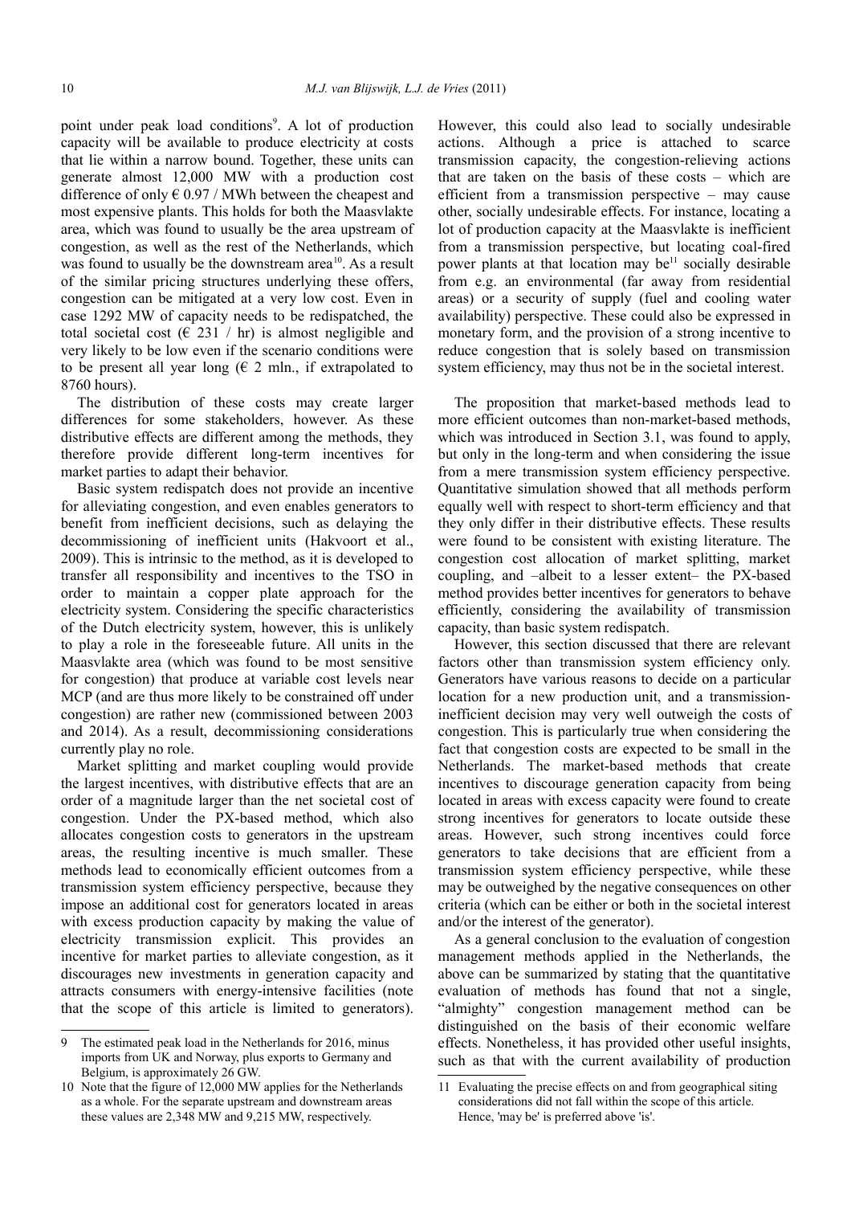point under peak load conditions[9]. A lot of production capacity will be available to produce electricity at costs that lie within a narrow bound. Together, these units can generate almost 12,000 MW with a production cost difference of only € 0.97 / MWh between the cheapest and most expensive plants. This holds for both the Maasvlakte area, which was found to usually be the area upstream of congestion, as well as the rest of the Netherlands, which was found to usually be the downstream area[10]. As a result of the similar pricing structures underlying these offers, congestion can be mitigated at a very low cost. Even in case 1292 MW of capacity needs to be redispatched, the total societal cost (€ 231 / hr) is almost negligible and very likely to be low even if the scenario conditions were to be present all year long (€ 2 mln., if extrapolated to 8760 hours).

The distribution of these costs may create larger differences for some stakeholders, however. As these distributive effects are different among the methods, they therefore provide different long-term incentives for market parties to adapt their behavior.

Basic system redispatch does not provide an incentive for alleviating congestion, and even enables generators to benefit from inefficient decisions, such as delaying the decommissioning of inefficient units (Hakvoort et al., 2009). This is intrinsic to the method, as it is developed to transfer all responsibility and incentives to the TSO in order to maintain a copper plate approach for the electricity system. Considering the specific characteristics of the Dutch electricity system, however, this is unlikely to play a role in the foreseeable future. All units in the Maasvlakte area (which was found to be most sensitive for congestion) that produce at variable cost levels near MCP (and are thus more likely to be constrained off under congestion) are rather new (commissioned between 2003 and 2014). As a result, decommissioning considerations currently play no role.

Market splitting and market coupling would provide the largest incentives, with distributive effects that are an order of a magnitude larger than the net societal cost of congestion. Under the PX-based method, which also allocates congestion costs to generators in the upstream areas, the resulting incentive is much smaller. These methods lead to economically efficient outcomes from a transmission system efficiency perspective, because they impose an additional cost for generators located in areas with excess production capacity by making the value of electricity transmission explicit. This provides an incentive for market parties to alleviate congestion, as it discourages new investments in generation capacity and attracts consumers with energy-intensive facilities (note that the scope of this article is limited to generators). However, this could also lead to socially undesirable actions. Although a price is attached to scarce transmission capacity, the congestion-relieving actions that are taken on the basis of these costs – which are efficient from a transmission perspective – may cause other, socially undesirable effects. For instance, locating a lot of production capacity at the Maasvlakte is inefficient from a transmission perspective, but locating coal-fired power plants at that location may be[11] socially desirable from e.g. an environmental (far away from residential areas) or a security of supply (fuel and cooling water availability) perspective. These could also be expressed in monetary form, and the provision of a strong incentive to reduce congestion that is solely based on transmission system efficiency, may thus not be in the societal interest.

The proposition that market-based methods lead to more efficient outcomes than non-market-based methods, which was introduced in Section 3.1, was found to apply, but only in the long-term and when considering the issue from a mere transmission system efficiency perspective. Quantitative simulation showed that all methods perform equally well with respect to short-term efficiency and that they only differ in their distributive effects. These results were found to be consistent with existing literature. The congestion cost allocation of market splitting, market coupling, and –albeit to a lesser extent– the PX-based method provides better incentives for generators to behave efficiently, considering the availability of transmission capacity, than basic system redispatch.

However, this section discussed that there are relevant factors other than transmission system efficiency only. Generators have various reasons to decide on a particular location for a new production unit, and a transmission-inefficient decision may very well outweigh the costs of congestion. This is particularly true when considering the fact that congestion costs are expected to be small in the Netherlands. The market-based methods that create incentives to discourage generation capacity from being located in areas with excess capacity were found to create strong incentives for generators to locate outside these areas. However, such strong incentives could force generators to take decisions that are efficient from a transmission system efficiency perspective, while these may be outweighed by the negative consequences on other criteria (which can be either or both in the societal interest and/or the interest of the generator).

As a general conclusion to the evaluation of congestion management methods applied in the Netherlands, the above can be summarized by stating that the quantitative evaluation of methods has found that not a single, "almighty" congestion management method can be distinguished on the basis of their economic welfare effects. Nonetheless, it has provided other useful insights, such as that with the current availability of production

---

9 The estimated peak load in the Netherlands for 2016, minus imports from UK and Norway, plus exports to Germany and Belgium, is approximately 26 GW.

10 Note that the figure of 12,000 MW applies for the Netherlands as a whole. For the separate upstream and downstream areas these values are 2,348 MW and 9,215 MW, respectively.

11 Evaluating the precise effects on and from geographical siting considerations did not fall within the scope of this article. Hence, 'may be' is preferred above 'is'.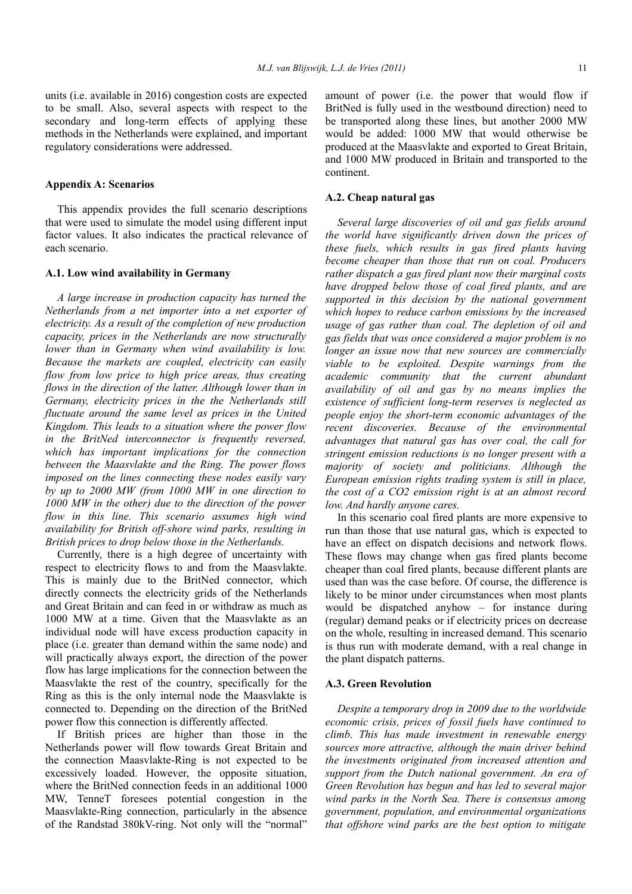units (i.e. available in 2016) congestion costs are expected to be small. Also, several aspects with respect to the secondary and long-term effects of applying these methods in the Netherlands were explained, and important regulatory considerations were addressed.

## Appendix A: Scenarios

This appendix provides the full scenario descriptions that were used to simulate the model using different input factor values. It also indicates the practical relevance of each scenario.

### A.1. Low wind availability in Germany

*A large increase in production capacity has turned the Netherlands from a net importer into a net exporter of electricity. As a result of the completion of new production capacity, prices in the Netherlands are now structurally lower than in Germany when wind availability is low. Because the markets are coupled, electricity can easily flow from low price to high price areas, thus creating flows in the direction of the latter. Although lower than in Germany, electricity prices in the the Netherlands still fluctuate around the same level as prices in the United Kingdom. This leads to a situation where the power flow in the BritNed interconnector is frequently reversed, which has important implications for the connection between the Maasvlakte and the Ring. The power flows imposed on the lines connecting these nodes easily vary by up to 2000 MW (from 1000 MW in one direction to 1000 MW in the other) due to the direction of the power flow in this line. This scenario assumes high wind availability for British off-shore wind parks, resulting in British prices to drop below those in the Netherlands.*

Currently, there is a high degree of uncertainty with respect to electricity flows to and from the Maasvlakte. This is mainly due to the BritNed connector, which directly connects the electricity grids of the Netherlands and Great Britain and can feed in or withdraw as much as 1000 MW at a time. Given that the Maasvlakte as an individual node will have excess production capacity in place (i.e. greater than demand within the same node) and will practically always export, the direction of the power flow has large implications for the connection between the Maasvlakte the rest of the country, specifically for the Ring as this is the only internal node the Maasvlakte is connected to. Depending on the direction of the BritNed power flow this connection is differently affected.

If British prices are higher than those in the Netherlands power will flow towards Great Britain and the connection Maasvlakte-Ring is not expected to be excessively loaded. However, the opposite situation, where the BritNed connection feeds in an additional 1000 MW, TenneT foresees potential congestion in the Maasvlakte-Ring connection, particularly in the absence of the Randstad 380kV-ring. Not only will the "normal" amount of power (i.e. the power that would flow if BritNed is fully used in the westbound direction) need to be transported along these lines, but another 2000 MW would be added: 1000 MW that would otherwise be produced at the Maasvlakte and exported to Great Britain, and 1000 MW produced in Britain and transported to the continent.

### A.2. Cheap natural gas

*Several large discoveries of oil and gas fields around the world have significantly driven down the prices of these fuels, which results in gas fired plants having become cheaper than those that run on coal. Producers rather dispatch a gas fired plant now their marginal costs have dropped below those of coal fired plants, and are supported in this decision by the national government which hopes to reduce carbon emissions by the increased usage of gas rather than coal. The depletion of oil and gas fields that was once considered a major problem is no longer an issue now that new sources are commercially viable to be exploited. Despite warnings from the academic community that the current abundant availability of oil and gas by no means implies the existence of sufficient long-term reserves is neglected as people enjoy the short-term economic advantages of the recent discoveries. Because of the environmental advantages that natural gas has over coal, the call for stringent emission reductions is no longer present with a majority of society and politicians. Although the European emission rights trading system is still in place, the cost of a $CO_2$ emission right is at an almost record low. And hardly anyone cares.*

In this scenario coal fired plants are more expensive to run than those that use natural gas, which is expected to have an effect on dispatch decisions and network flows. These flows may change when gas fired plants become cheaper than coal fired plants, because different plants are used than was the case before. Of course, the difference is likely to be minor under circumstances when most plants would be dispatched anyhow – for instance during (regular) demand peaks or if electricity prices on decrease on the whole, resulting in increased demand. This scenario is thus run with moderate demand, with a real change in the plant dispatch patterns.

### A.3. Green Revolution

*Despite a temporary drop in 2009 due to the worldwide economic crisis, prices of fossil fuels have continued to climb. This has made investment in renewable energy sources more attractive, although the main driver behind the investments originated from increased attention and support from the Dutch national government. An era of Green Revolution has begun and has led to several major wind parks in the North Sea. There is consensus among government, population, and environmental organizations that offshore wind parks are the best option to mitigate*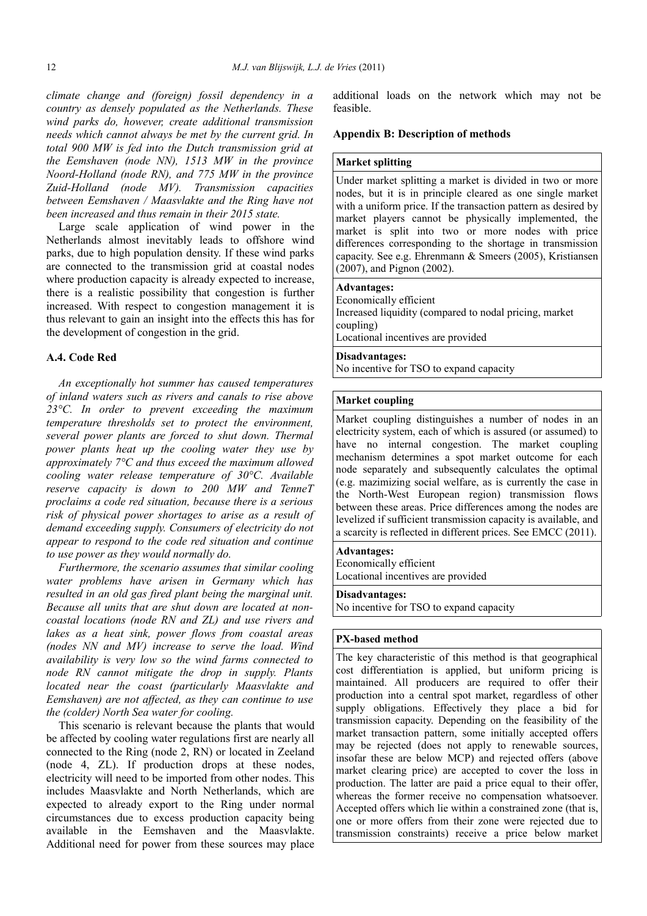*climate change and (foreign) fossil dependency in a country as densely populated as the Netherlands. These wind parks do, however, create additional transmission needs which cannot always be met by the current grid. In total 900 MW is fed into the Dutch transmission grid at the Eemshaven (node NN), 1513 MW in the province Noord-Holland (node RN), and 775 MW in the province Zuid-Holland (node MV). Transmission capacities between Eemshaven / Maasvlakte and the Ring have not been increased and thus remain in their 2015 state.*

Large scale application of wind power in the Netherlands almost inevitably leads to offshore wind parks, due to high population density. If these wind parks are connected to the transmission grid at coastal nodes where production capacity is already expected to increase, there is a realistic possibility that congestion is further increased. With respect to congestion management it is thus relevant to gain an insight into the effects this has for the development of congestion in the grid.

### A.4. Code Red

*An exceptionally hot summer has caused temperatures of inland waters such as rivers and canals to rise above 23°C. In order to prevent exceeding the maximum temperature thresholds set to protect the environment, several power plants are forced to shut down. Thermal power plants heat up the cooling water they use by approximately 7°C and thus exceed the maximum allowed cooling water release temperature of 30°C. Available reserve capacity is down to 200 MW and TenneT proclaims a code red situation, because there is a serious risk of physical power shortages to arise as a result of demand exceeding supply. Consumers of electricity do not appear to respond to the code red situation and continue to use power as they would normally do.*

*Furthermore, the scenario assumes that similar cooling water problems have arisen in Germany which has resulted in an old gas fired plant being the marginal unit. Because all units that are shut down are located at non-coastal locations (node RN and ZL) and use rivers and lakes as a heat sink, power flows from coastal areas (nodes NN and MV) increase to serve the load. Wind availability is very low so the wind farms connected to node RN cannot mitigate the drop in supply. Plants located near the coast (particularly Maasvlakte and Eemshaven) are not affected, as they can continue to use the (colder) North Sea water for cooling.*

This scenario is relevant because the plants that would be affected by cooling water regulations first are nearly all connected to the Ring (node 2, RN) or located in Zeeland (node 4, ZL). If production drops at these nodes, electricity will need to be imported from other nodes. This includes Maasvlakte and North Netherlands, which are expected to already export to the Ring under normal circumstances due to excess production capacity being available in the Eemshaven and the Maasvlakte. Additional need for power from these sources may place additional loads on the network which may not be feasible.

## Appendix B: Description of methods

| **Market splitting** |
|---|
| Under market splitting a market is divided in two or more nodes, but it is in principle cleared as one single market with a uniform price. If the transaction pattern as desired by market players cannot be physically implemented, the market is split into two or more nodes with price differences corresponding to the shortage in transmission capacity. See e.g. Ehrenmann & Smeers (2005), Kristiansen (2007), and Pignon (2002). |
| **Advantages:**<br>Economically efficient<br>Increased liquidity (compared to nodal pricing, market coupling)<br>Locational incentives are provided |
| **Disadvantages:**<br>No incentive for TSO to expand capacity |

| **Market coupling** |
|---|
| Market coupling distinguishes a number of nodes in an electricity system, each of which is assured (or assumed) to have no internal congestion. The market coupling mechanism determines a spot market outcome for each node separately and subsequently calculates the optimal (e.g. mazimizing social welfare, as is currently the case in the North-West European region) transmission flows between these areas. Price differences among the nodes are levelized if sufficient transmission capacity is available, and a scarcity is reflected in different prices. See EMCC (2011). |
| **Advantages:**<br>Economically efficient<br>Locational incentives are provided |
| **Disadvantages:**<br>No incentive for TSO to expand capacity |

| **PX-based method** |
|---|
| The key characteristic of this method is that geographical cost differentiation is applied, but uniform pricing is maintained. All producers are required to offer their production into a central spot market, regardless of other supply obligations. Effectively they place a bid for transmission capacity. Depending on the feasibility of the market transaction pattern, some initially accepted offers may be rejected (does not apply to renewable sources, insofar these are below MCP) and rejected offers (above market clearing price) are accepted to cover the loss in production. The latter are paid a price equal to their offer, whereas the former receive no compensation whatsoever. Accepted offers which lie within a constrained zone (that is, one or more offers from their zone were rejected due to transmission constraints) receive a price below market |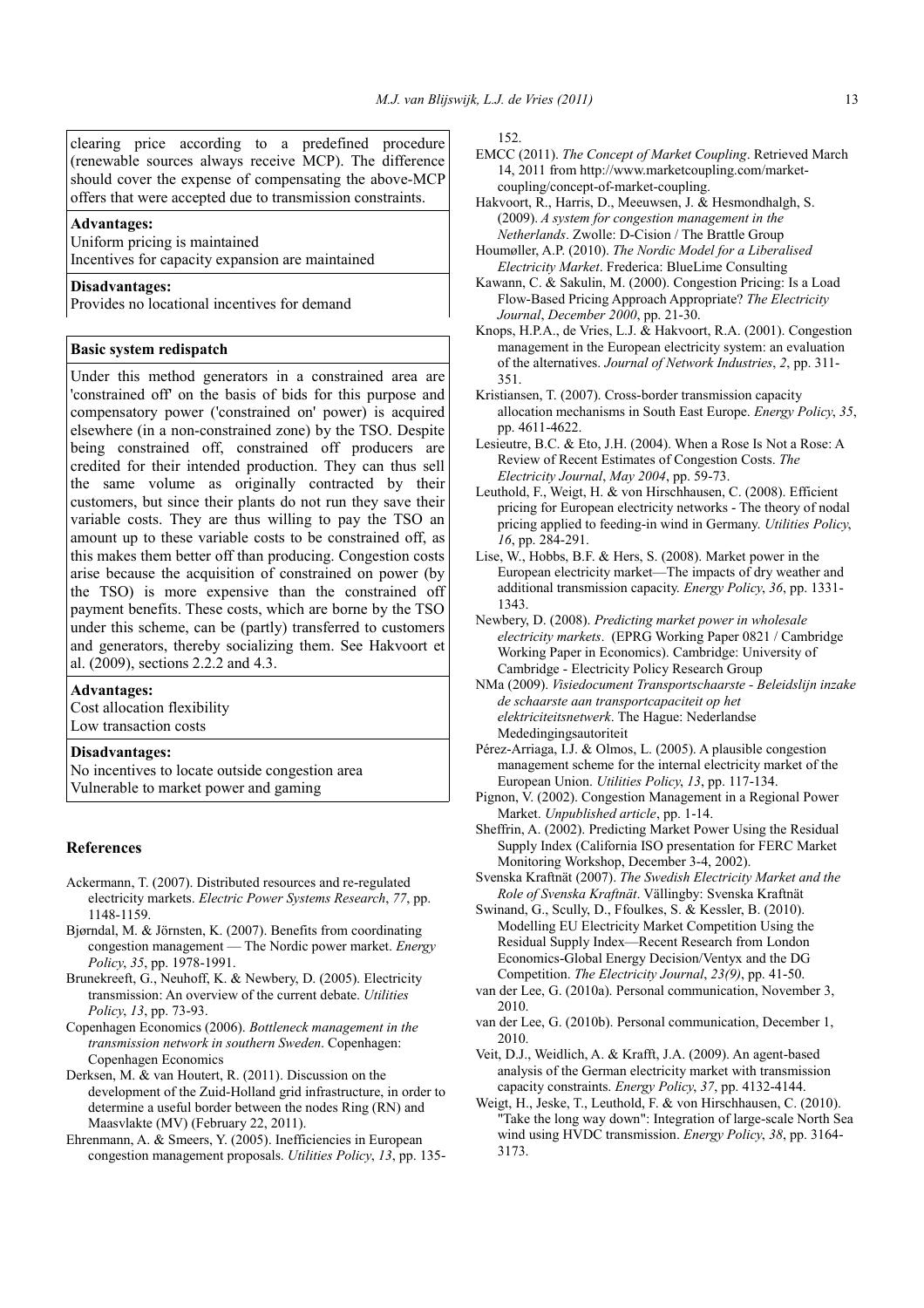clearing price according to a predefined procedure (renewable sources always receive MCP). The difference should cover the expense of compensating the above-MCP offers that were accepted due to transmission constraints.

**Advantages:**

Uniform pricing is maintained

Incentives for capacity expansion are maintained

**Disadvantages:**

Provides no locational incentives for demand

**Basic system redispatch**

Under this method generators in a constrained area are 'constrained off' on the basis of bids for this purpose and compensatory power ('constrained on' power) is acquired elsewhere (in a non-constrained zone) by the TSO. Despite being constrained off, constrained off producers are credited for their intended production. They can thus sell the same volume as originally contracted by their customers, but since their plants do not run they save their variable costs. They are thus willing to pay the TSO an amount up to these variable costs to be constrained off, as this makes them better off than producing. Congestion costs arise because the acquisition of constrained on power (by the TSO) is more expensive than the constrained off payment benefits. These costs, which are borne by the TSO under this scheme, can be (partly) transferred to customers and generators, thereby socializing them. See Hakvoort et al. (2009), sections 2.2.2 and 4.3.

**Advantages:**

Cost allocation flexibility

Low transaction costs

**Disadvantages:**

No incentives to locate outside congestion area

Vulnerable to market power and gaming

## References

Ackermann, T. (2007). Distributed resources and re-regulated electricity markets. *Electric Power Systems Research*, *77*, pp. 1148-1159.

Bjørndal, M. & Jörnsten, K. (2007). Benefits from coordinating congestion management — The Nordic power market. *Energy Policy*, *35*, pp. 1978-1991.

Brunekreeft, G., Neuhoff, K. & Newbery, D. (2005). Electricity transmission: An overview of the current debate. *Utilities Policy*, *13*, pp. 73-93.

Copenhagen Economics (2006). *Bottleneck management in the transmission network in southern Sweden*. Copenhagen: Copenhagen Economics

Derksen, M. & van Houtert, R. (2011). Discussion on the development of the Zuid-Holland grid infrastructure, in order to determine a useful border between the nodes Ring (RN) and Maasvlakte (MV) (February 22, 2011).

Ehrenmann, A. & Smeers, Y. (2005). Inefficiencies in European congestion management proposals. *Utilities Policy*, *13*, pp. 135-152.

EMCC (2011). *The Concept of Market Coupling*. Retrieved March 14, 2011 from http://www.marketcoupling.com/market-coupling/concept-of-market-coupling.

Hakvoort, R., Harris, D., Meeuwsen, J. & Hesmondhalgh, S. (2009). *A system for congestion management in the Netherlands*. Zwolle: D-Cision / The Brattle Group

Houmøller, A.P. (2010). *The Nordic Model for a Liberalised Electricity Market*. Frederica: BlueLime Consulting

Kawann, C. & Sakulin, M. (2000). Congestion Pricing: Is a Load Flow-Based Pricing Approach Appropriate? *The Electricity Journal*, *December 2000*, pp. 21-30.

Knops, H.P.A., de Vries, L.J. & Hakvoort, R.A. (2001). Congestion management in the European electricity system: an evaluation of the alternatives. *Journal of Network Industries*, *2*, pp. 311-351.

Kristiansen, T. (2007). Cross-border transmission capacity allocation mechanisms in South East Europe. *Energy Policy*, *35*, pp. 4611-4622.

Lesieutre, B.C. & Eto, J.H. (2004). When a Rose Is Not a Rose: A Review of Recent Estimates of Congestion Costs. *The Electricity Journal*, *May 2004*, pp. 59-73.

Leuthold, F., Weigt, H. & von Hirschhausen, C. (2008). Efficient pricing for European electricity networks - The theory of nodal pricing applied to feeding-in wind in Germany. *Utilities Policy*, *16*, pp. 284-291.

Lise, W., Hobbs, B.F. & Hers, S. (2008). Market power in the European electricity market—The impacts of dry weather and additional transmission capacity. *Energy Policy*, *36*, pp. 1331-1343.

Newbery, D. (2008). *Predicting market power in wholesale electricity markets*. (EPRG Working Paper 0821 / Cambridge Working Paper in Economics). Cambridge: University of Cambridge - Electricity Policy Research Group

NMa (2009). *Visiedocument Transportschaarste - Beleidslijn inzake de schaarste aan transportcapaciteit op het elektriciteitsnetwerk*. The Hague: Nederlandse Mededingingsautoriteit

Pérez-Arriaga, I.J. & Olmos, L. (2005). A plausible congestion management scheme for the internal electricity market of the European Union. *Utilities Policy*, *13*, pp. 117-134.

Pignon, V. (2002). Congestion Management in a Regional Power Market. *Unpublished article*, pp. 1-14.

Sheffrin, A. (2002). Predicting Market Power Using the Residual Supply Index (California ISO presentation for FERC Market Monitoring Workshop, December 3-4, 2002).

Svenska Kraftnät (2007). *The Swedish Electricity Market and the Role of Svenska Kraftnät*. Vällingby: Svenska Kraftnät

Swinand, G., Scully, D., Ffoulkes, S. & Kessler, B. (2010). Modelling EU Electricity Market Competition Using the Residual Supply Index—Recent Research from London Economics-Global Energy Decision/Ventyx and the DG Competition. *The Electricity Journal*, *23(9)*, pp. 41-50.

van der Lee, G. (2010a). Personal communication, November 3, 2010.

van der Lee, G. (2010b). Personal communication, December 1, 2010.

Veit, D.J., Weidlich, A. & Krafft, J.A. (2009). An agent-based analysis of the German electricity market with transmission capacity constraints. *Energy Policy*, *37*, pp. 4132-4144.

Weigt, H., Jeske, T., Leuthold, F. & von Hirschhausen, C. (2010). "Take the long way down": Integration of large-scale North Sea wind using HVDC transmission. *Energy Policy*, *38*, pp. 3164-3173.